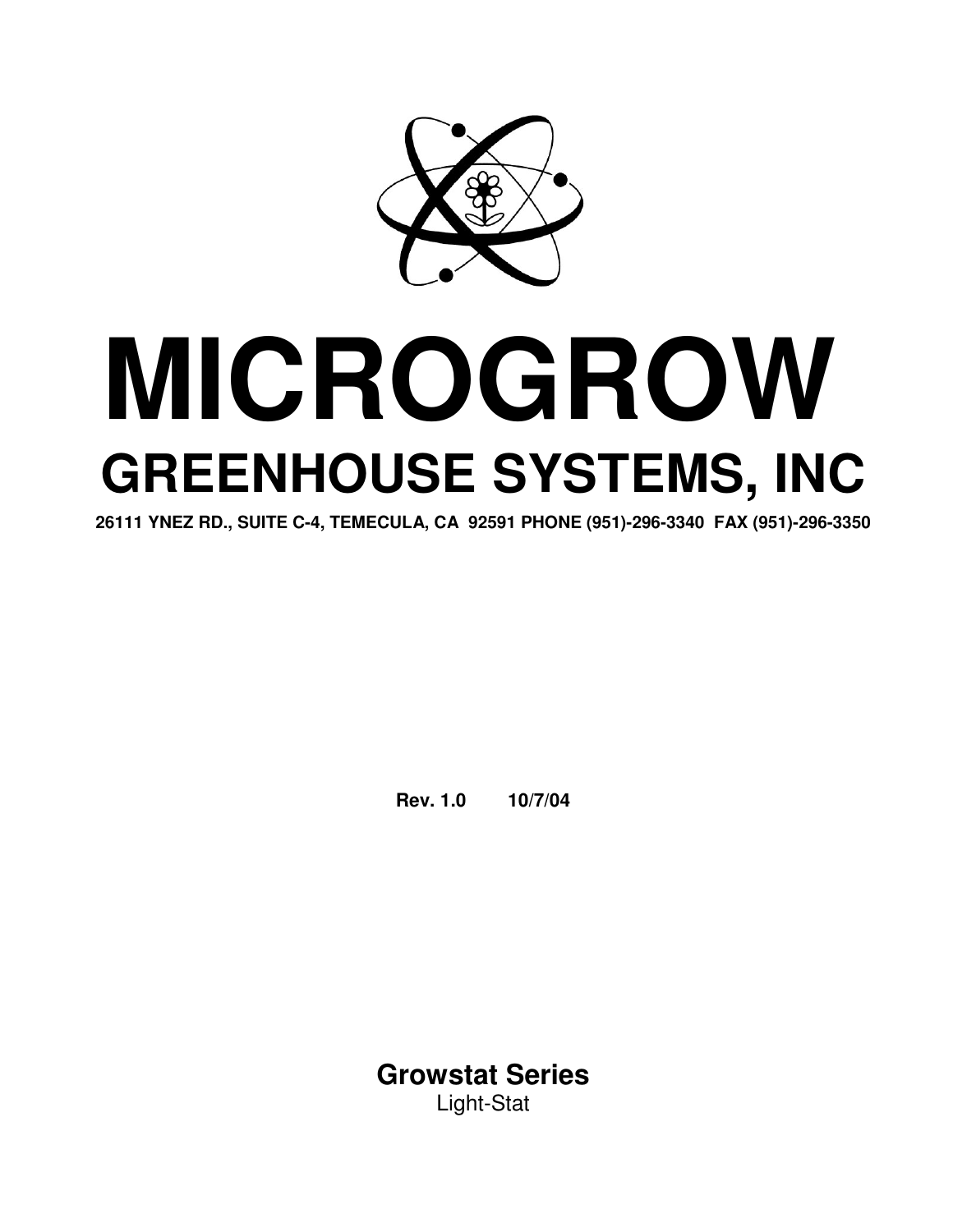# MICROGROW

## GREENHOUSE SYSTEMS, INC

**26111 YNEZ RD., SUITE C-4, TEMECULA, CA 92591 PHONE (951)-296-3340 FAX (951)-296-3350**

**Rev. 1.0 10/7/04**

**Growstat Series**

Light-Stat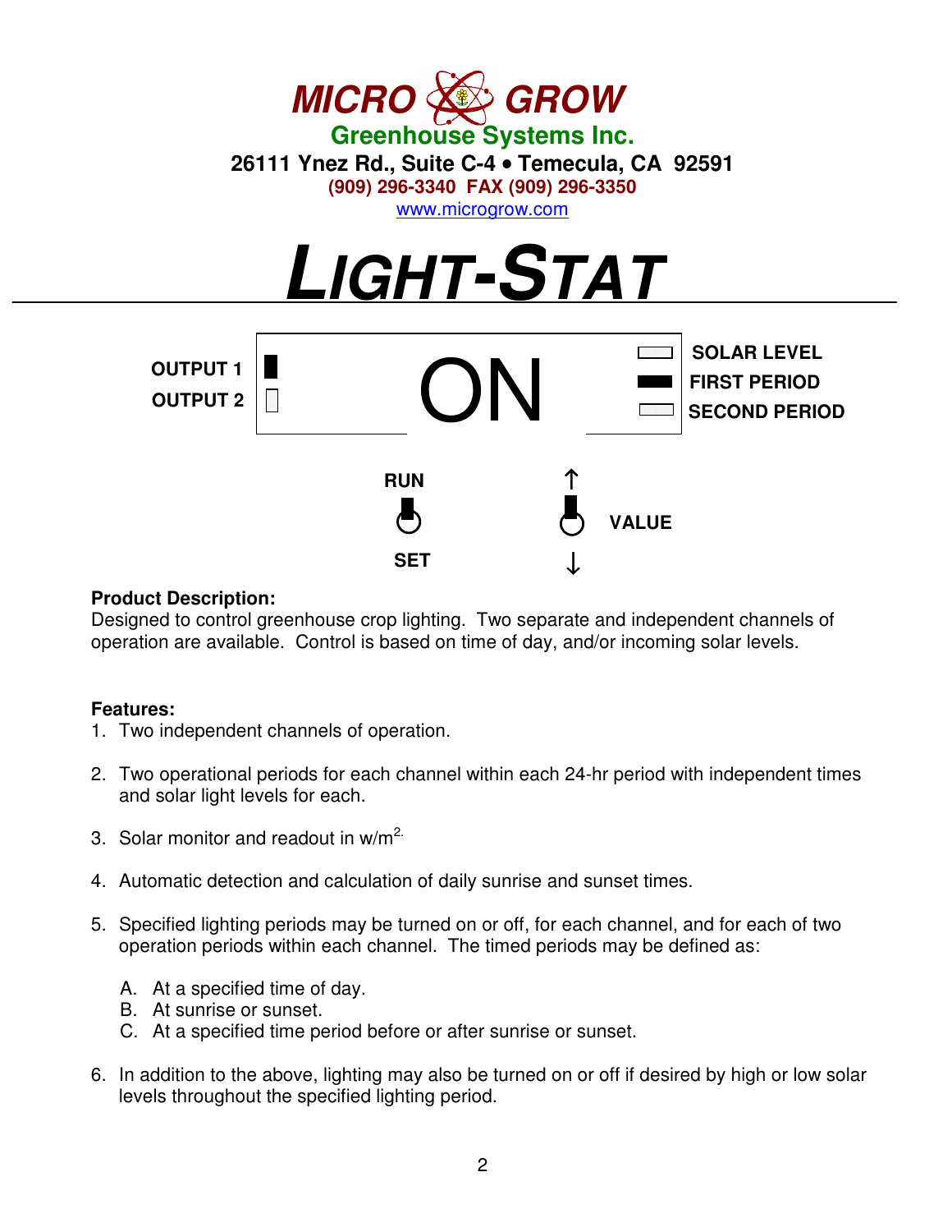# MICRO GROW

**Greenhouse Systems Inc.**

**26111 Ynez Rd., Suite C-4 • Temecula, CA 92591**

**(909) 296-3340 FAX (909) 296-3350**

www.micrugrow.com

# LIGHT-STAT

OUTPUT 1

OUTPUT 2

ON

SOLAR LEVEL

FIRST PERIOD

SECOND PERIOD

RUN

SET

↑

VALUE

↓

**Product Description:**
Designed to control greenhouse crop lighting. Two separate and independent channels of operation are available. Control is based on time of day, and/or incoming solar levels.

**Features:**

1. Two independent channels of operation.

2. Two operational periods for each channel within each 24-hr period with independent times and solar light levels for each.

3. Solar monitor and readout in w/m$^{2.}$

4. Automatic detection and calculation of daily sunrise and sunset times.

5. Specified lighting periods may be turned on or off, for each channel, and for each of two operation periods within each channel. The timed periods may be defined as:

   A. At a specified time of day.
   B. At sunrise or sunset.
   C. At a specified time period before or after sunrise or sunset.

6. In addition to the above, lighting may also be turned on or off if desired by high or low solar levels throughout the specified lighting period.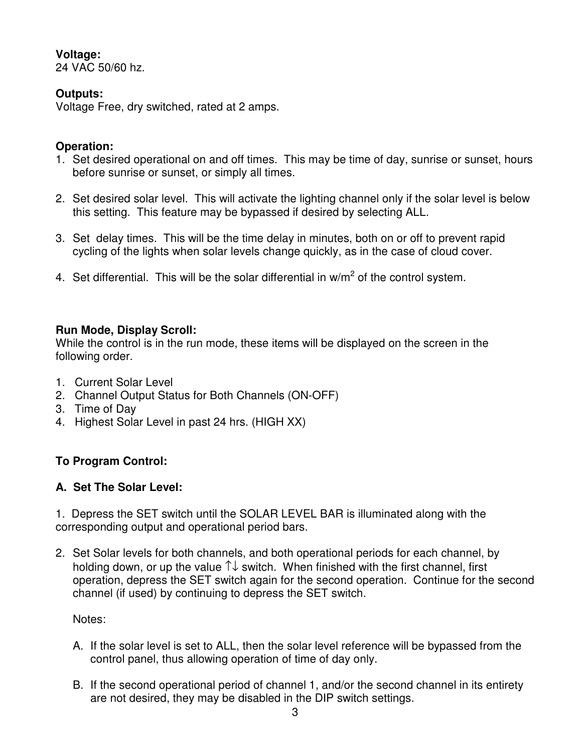**Voltage:**
24 VAC 50/60 hz.

**Outputs:**
Voltage Free, dry switched, rated at 2 amps.

**Operation:**

1. Set desired operational on and off times. This may be time of day, sunrise or sunset, hours before sunrise or sunset, or simply all times.

2. Set desired solar level. This will activate the lighting channel only if the solar level is below this setting. This feature may be bypassed if desired by selecting ALL.

3. Set delay times. This will be the time delay in minutes, both on or off to prevent rapid cycling of the lights when solar levels change quickly, as in the case of cloud cover.

4. Set differential. This will be the solar differential in $w/m^2$ of the control system.

**Run Mode, Display Scroll:**
While the control is in the run mode, these items will be displayed on the screen in the following order.

1. Current Solar Level
2. Channel Output Status for Both Channels (ON-OFF)
3. Time of Day
4. Highest Solar Level in past 24 hrs. (HIGH XX)

**To Program Control:**

**A. Set The Solar Level:**

1. Depress the SET switch until the SOLAR LEVEL BAR is illuminated along with the corresponding output and operational period bars.

2. Set Solar levels for both channels, and both operational periods for each channel, by holding down, or up the value ↑↓ switch. When finished with the first channel, first operation, depress the SET switch again for the second operation. Continue for the second channel (if used) by continuing to depress the SET switch.

   Notes:

   A. If the solar level is set to ALL, then the solar level reference will be bypassed from the control panel, thus allowing operation of time of day only.

   B. If the second operational period of channel 1, and/or the second channel in its entirety are not desired, they may be disabled in the DIP switch settings.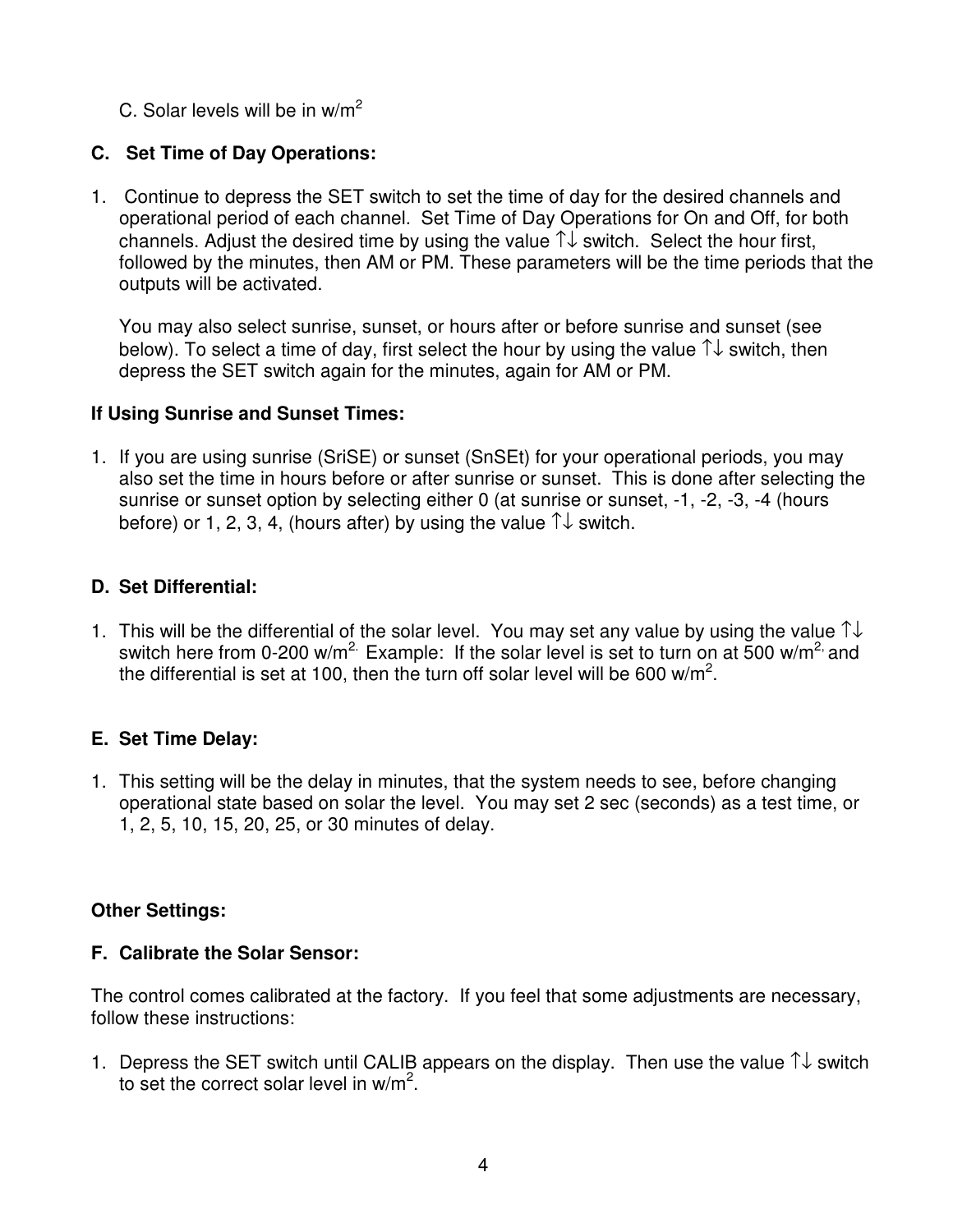C. Solar levels will be in w/$m^2$

**C. Set Time of Day Operations:**

1. Continue to depress the SET switch to set the time of day for the desired channels and operational period of each channel. Set Time of Day Operations for On and Off, for both channels. Adjust the desired time by using the value ↑↓ switch. Select the hour first, followed by the minutes, then AM or PM. These parameters will be the time periods that the outputs will be activated.

   You may also select sunrise, sunset, or hours after or before sunrise and sunset (see below). To select a time of day, first select the hour by using the value ↑↓ switch, then depress the SET switch again for the minutes, again for AM or PM.

**If Using Sunrise and Sunset Times:**

1. If you are using sunrise (SriSE) or sunset (SnSEt) for your operational periods, you may also set the time in hours before or after sunrise or sunset. This is done after selecting the sunrise or sunset option by selecting either 0 (at sunrise or sunset, -1, -2, -3, -4 (hours before) or 1, 2, 3, 4, (hours after) by using the value ↑↓ switch.

**D. Set Differential:**

1. This will be the differential of the solar level. You may set any value by using the value ↑↓ switch here from 0-200 w/$m^{2.}$ Example: If the solar level is set to turn on at 500 w/$m^{2,}$ and the differential is set at 100, then the turn off solar level will be 600 w/$m^2$.

**E. Set Time Delay:**

1. This setting will be the delay in minutes, that the system needs to see, before changing operational state based on solar the level. You may set 2 sec (seconds) as a test time, or 1, 2, 5, 10, 15, 20, 25, or 30 minutes of delay.

**Other Settings:**

**F. Calibrate the Solar Sensor:**

The control comes calibrated at the factory. If you feel that some adjustments are necessary, follow these instructions:

1. Depress the SET switch until CALIB appears on the display. Then use the value ↑↓ switch to set the correct solar level in w/$m^2$.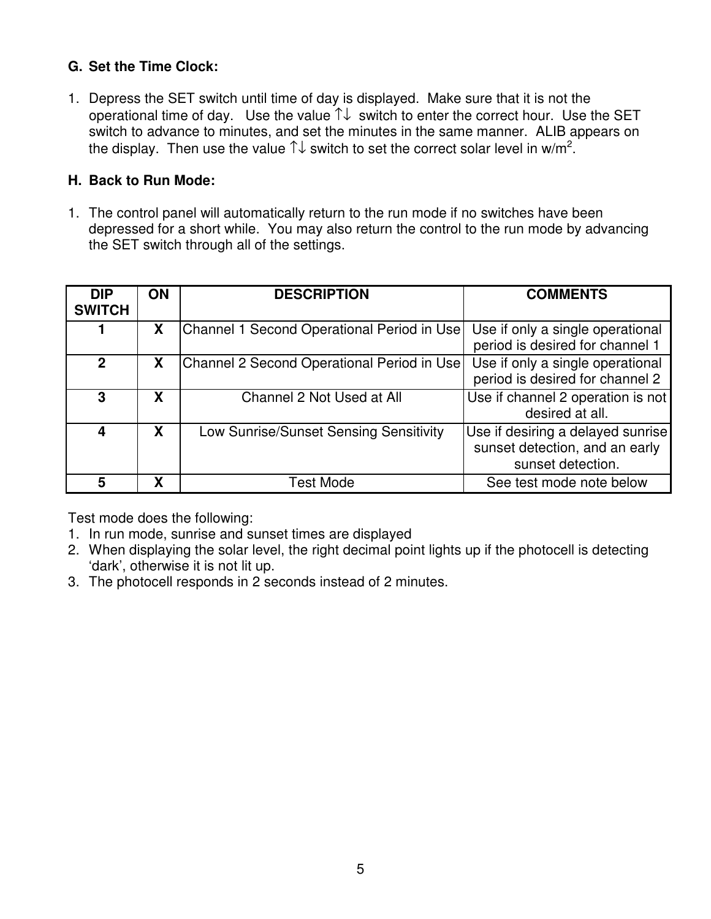**G. Set the Time Clock:**

1. Depress the SET switch until time of day is displayed. Make sure that it is not the operational time of day. Use the value ↑↓ switch to enter the correct hour. Use the SET switch to advance to minutes, and set the minutes in the same manner. ALIB appears on the display. Then use the value ↑↓ switch to set the correct solar level in w/m$^2$.

**H. Back to Run Mode:**

1. The control panel will automatically return to the run mode if no switches have been depressed for a short while. You may also return the control to the run mode by advancing the SET switch through all of the settings.

| DIP SWITCH | ON | DESCRIPTION | COMMENTS |
|---|---|---|---|
| 1 | X | Channel 1 Second Operational Period in Use | Use if only a single operational period is desired for channel 1 |
| 2 | X | Channel 2 Second Operational Period in Use | Use if only a single operational period is desired for channel 2 |
| 3 | X | Channel 2 Not Used at All | Use if channel 2 operation is not desired at all. |
| 4 | X | Low Sunrise/Sunset Sensing Sensitivity | Use if desiring a delayed sunrise sunset detection, and an early sunset detection. |
| 5 | X | Test Mode | See test mode note below |

Test mode does the following:

1. In run mode, sunrise and sunset times are displayed
2. When displaying the solar level, the right decimal point lights up if the photocell is detecting 'dark', otherwise it is not lit up.
3. The photocell responds in 2 seconds instead of 2 minutes.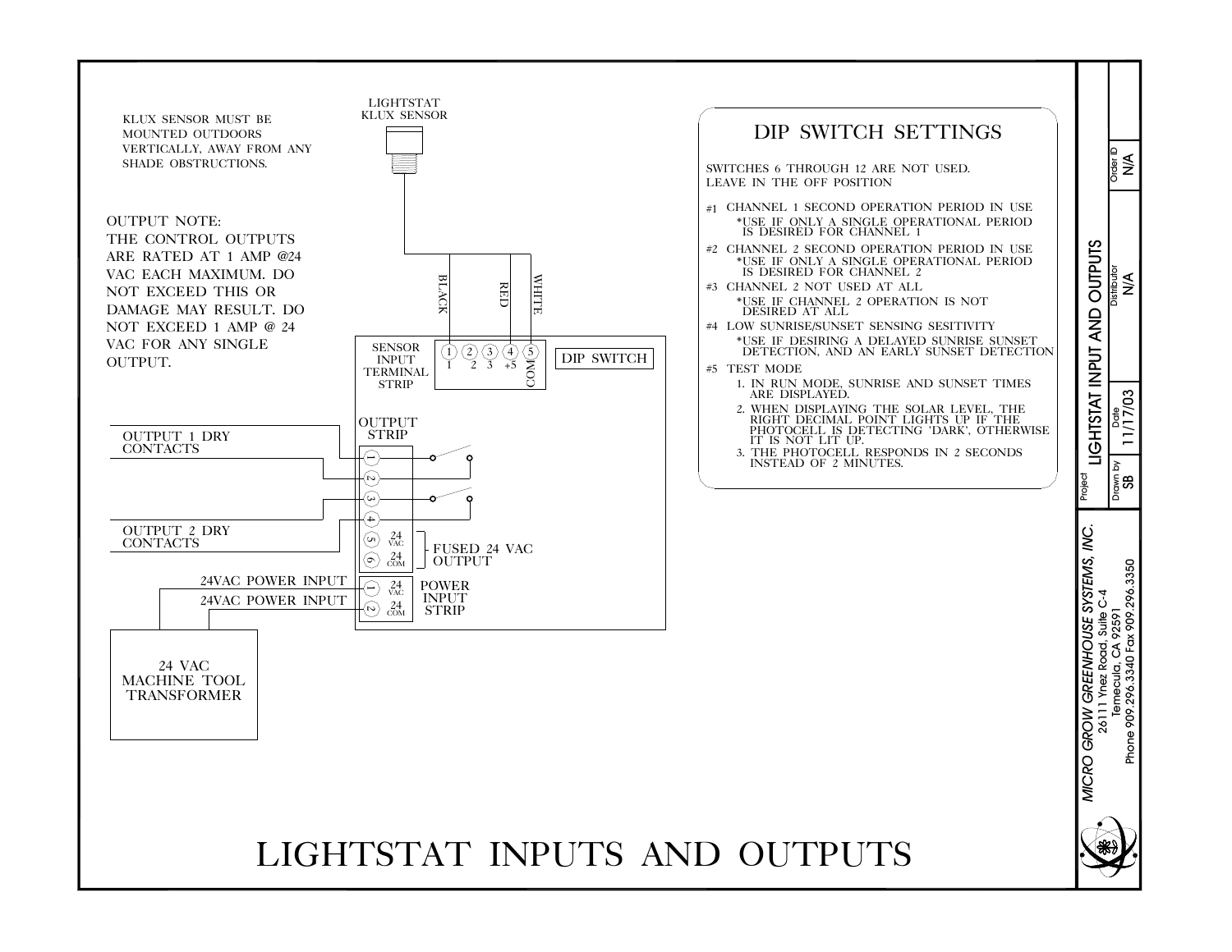# LIGHTSTAT INPUTS AND OUTPUTS

KLUX SENSOR MUST BE MOUNTED OUTDOORS VERTICALLY, AWAY FROM ANY SHADE OBSTRUCTIONS.

LIGHTSTAT KLUX SENSOR

OUTPUT NOTE:
THE CONTROL OUTPUTS ARE RATED AT 1 AMP @24 VAC EACH MAXIMUM. DO NOT EXCEED THIS OR DAMAGE MAY RESULT. DO NOT EXCEED 1 AMP @ 24 VAC FOR ANY SINGLE OUTPUT.

BLACK
RED
WHITE

SENSOR INPUT TERMINAL STRIP: 1 — 1, 2 — 2, 3 — 3, 4 — +5, 5 — COM

DIP SWITCH

OUTPUT STRIP

OUTPUT 1 DRY CONTACTS (1, 2)

OUTPUT 2 DRY CONTACTS (3, 4)

5 — 24 VAC, 6 — 24 COM: FUSED 24 VAC OUTPUT

24VAC POWER INPUT — 1 (24 VAC)
24VAC POWER INPUT — 2 (24 COM)

POWER INPUT STRIP

24 VAC MACHINE TOOL TRANSFORMER

## DIP SWITCH SETTINGS

SWITCHES 6 THROUGH 12 ARE NOT USED. LEAVE IN THE OFF POSITION

- #1 CHANNEL 1 SECOND OPERATION PERIOD IN USE
  - *USE IF ONLY A SINGLE OPERATIONAL PERIOD IS DESIRED FOR CHANNEL 1
- #2 CHANNEL 2 SECOND OPERATION PERIOD IN USE
  - *USE IF ONLY A SINGLE OPERATIONAL PERIOD IS DESIRED FOR CHANNEL 2
- #3 CHANNEL 2 NOT USED AT ALL
  - *USE IF CHANNEL 2 OPERATION IS NOT DESIRED AT ALL
- #4 LOW SUNRISE/SUNSET SENSING SESITIVITY
  - *USE IF DESIRING A DELAYED SUNRISE SUNSET DETECTION, AND AN EARLY SUNSET DETECTION
- #5 TEST MODE
  1. IN RUN MODE, SUNRISE AND SUNSET TIMES ARE DISPLAYED.
  2. WHEN DISPLAYING THE SOLAR LEVEL, THE RIGHT DECIMAL POINT LIGHTS UP IF THE PHOTOCELL IS DETECTING 'DARK', OTHERWISE IT IS NOT LIT UP.
  3. THE PHOTOCELL RESPONDS IN 2 SECONDS INSTEAD OF 2 MINUTES.

*MICRO GROW GREENHOUSE SYSTEMS, INC.*
26111 Ynez Road, Suite C-4
Temecula, CA 92591
Phone 909.296.3340 Fax 909.296.3350

| Project | LIGHTSTAT INPUT AND OUTPUTS | | |
|---|---|---|---|
| Drawn by | Date | Distributor | Order ID |
| SB | 11/17/03 | N/A | N/A |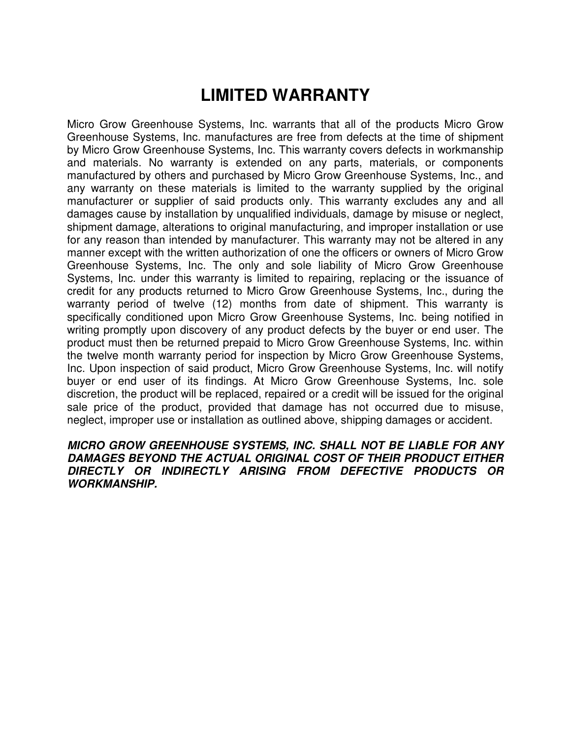# LIMITED WARRANTY

Micro Grow Greenhouse Systems, Inc. warrants that all of the products Micro Grow Greenhouse Systems, Inc. manufactures are free from defects at the time of shipment by Micro Grow Greenhouse Systems, Inc. This warranty covers defects in workmanship and materials. No warranty is extended on any parts, materials, or components manufactured by others and purchased by Micro Grow Greenhouse Systems, Inc., and any warranty on these materials is limited to the warranty supplied by the original manufacturer or supplier of said products only. This warranty excludes any and all damages cause by installation by unqualified individuals, damage by misuse or neglect, shipment damage, alterations to original manufacturing, and improper installation or use for any reason than intended by manufacturer. This warranty may not be altered in any manner except with the written authorization of one the officers or owners of Micro Grow Greenhouse Systems, Inc. The only and sole liability of Micro Grow Greenhouse Systems, Inc. under this warranty is limited to repairing, replacing or the issuance of credit for any products returned to Micro Grow Greenhouse Systems, Inc., during the warranty period of twelve (12) months from date of shipment. This warranty is specifically conditioned upon Micro Grow Greenhouse Systems, Inc. being notified in writing promptly upon discovery of any product defects by the buyer or end user. The product must then be returned prepaid to Micro Grow Greenhouse Systems, Inc. within the twelve month warranty period for inspection by Micro Grow Greenhouse Systems, Inc. Upon inspection of said product, Micro Grow Greenhouse Systems, Inc. will notify buyer or end user of its findings. At Micro Grow Greenhouse Systems, Inc. sole discretion, the product will be replaced, repaired or a credit will be issued for the original sale price of the product, provided that damage has not occurred due to misuse, neglect, improper use or installation as outlined above, shipping damages or accident.

***MICRO GROW GREENHOUSE SYSTEMS, INC. SHALL NOT BE LIABLE FOR ANY DAMAGES BEYOND THE ACTUAL ORIGINAL COST OF THEIR PRODUCT EITHER DIRECTLY OR INDIRECTLY ARISING FROM DEFECTIVE PRODUCTS OR WORKMANSHIP.***